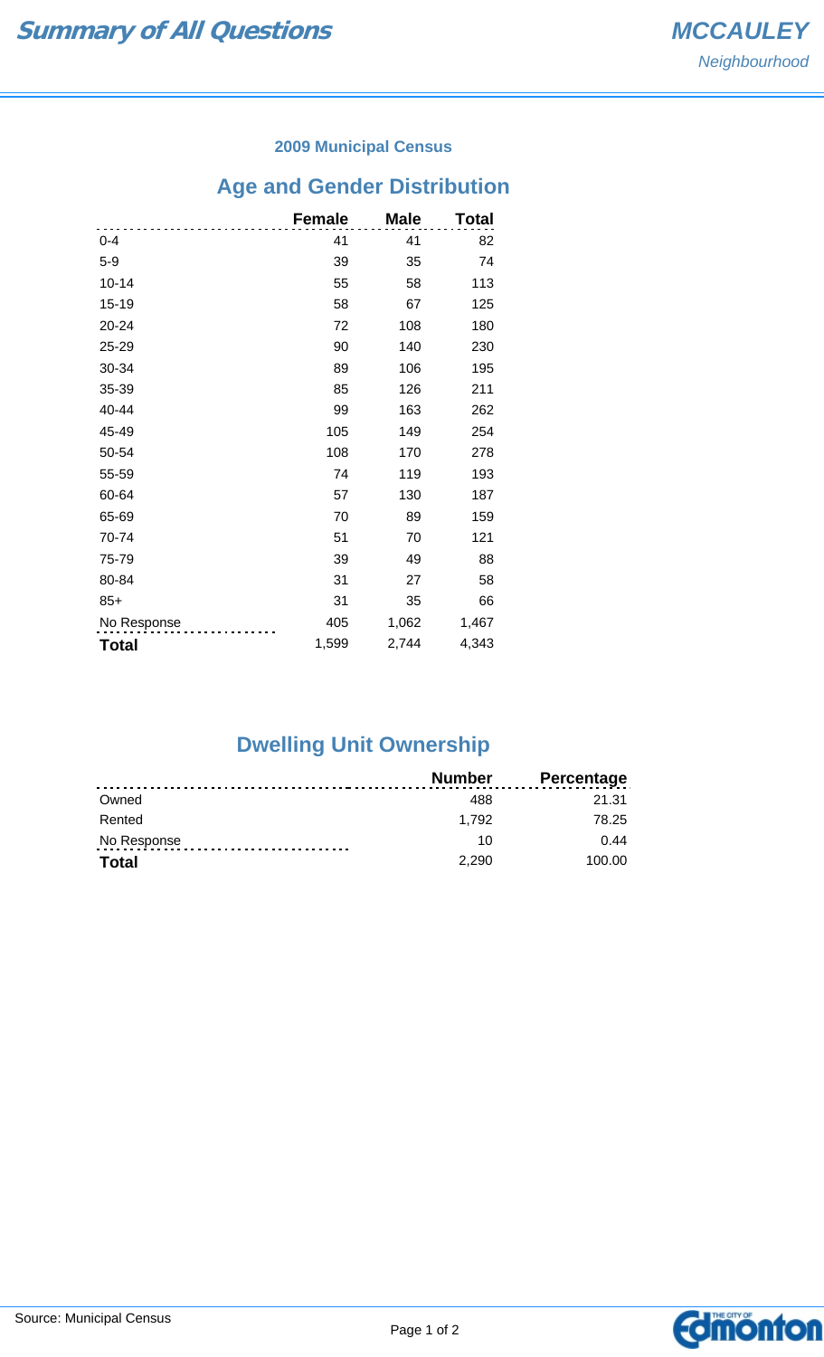# Summary of All Questions

**MCCAULEY**
*Neighbourhood*

### 2009 Municipal Census

## Age and Gender Distribution

| | Female | Male | Total |
|---|---|---|---|
| 0-4 | 41 | 41 | 82 |
| 5-9 | 39 | 35 | 74 |
| 10-14 | 55 | 58 | 113 |
| 15-19 | 58 | 67 | 125 |
| 20-24 | 72 | 108 | 180 |
| 25-29 | 90 | 140 | 230 |
| 30-34 | 89 | 106 | 195 |
| 35-39 | 85 | 126 | 211 |
| 40-44 | 99 | 163 | 262 |
| 45-49 | 105 | 149 | 254 |
| 50-54 | 108 | 170 | 278 |
| 55-59 | 74 | 119 | 193 |
| 60-64 | 57 | 130 | 187 |
| 65-69 | 70 | 89 | 159 |
| 70-74 | 51 | 70 | 121 |
| 75-79 | 39 | 49 | 88 |
| 80-84 | 31 | 27 | 58 |
| 85+ | 31 | 35 | 66 |
| No Response | 405 | 1,062 | 1,467 |
| **Total** | 1,599 | 2,744 | 4,343 |

## Dwelling Unit Ownership

| | Number | Percentage |
|---|---|---|
| Owned | 488 | 21.31 |
| Rented | 1,792 | 78.25 |
| No Response | 10 | 0.44 |
| **Total** | 2,290 | 100.00 |

Source: Municipal Census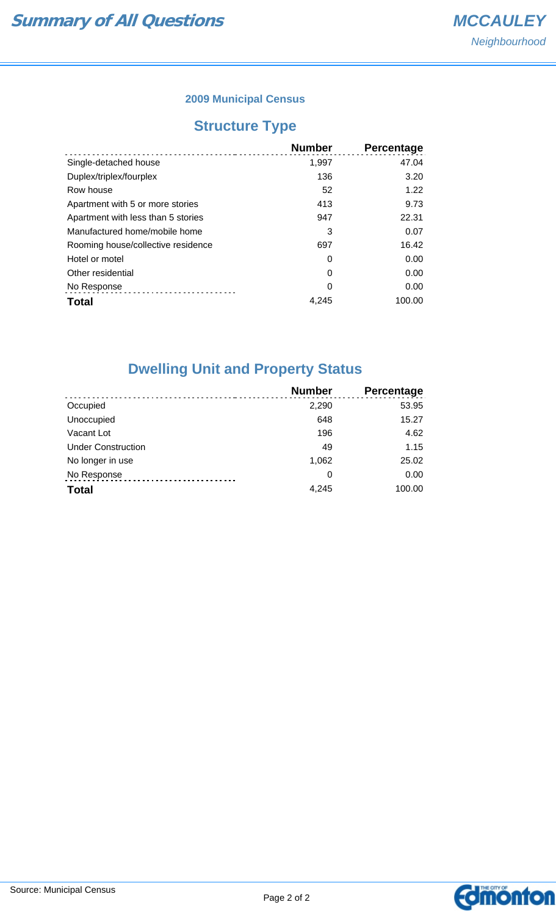# Summary of All Questions

**MCCAULEY**
*Neighbourhood*

### 2009 Municipal Census

## Structure Type

| | Number | Percentage |
|---|---|---|
| Single-detached house | 1,997 | 47.04 |
| Duplex/triplex/fourplex | 136 | 3.20 |
| Row house | 52 | 1.22 |
| Apartment with 5 or more stories | 413 | 9.73 |
| Apartment with less than 5 stories | 947 | 22.31 |
| Manufactured home/mobile home | 3 | 0.07 |
| Rooming house/collective residence | 697 | 16.42 |
| Hotel or motel | 0 | 0.00 |
| Other residential | 0 | 0.00 |
| No Response | 0 | 0.00 |
| **Total** | 4,245 | 100.00 |

## Dwelling Unit and Property Status

| | Number | Percentage |
|---|---|---|
| Occupied | 2,290 | 53.95 |
| Unoccupied | 648 | 15.27 |
| Vacant Lot | 196 | 4.62 |
| Under Construction | 49 | 1.15 |
| No longer in use | 1,062 | 25.02 |
| No Response | 0 | 0.00 |
| **Total** | 4,245 | 100.00 |

Source: Municipal Census